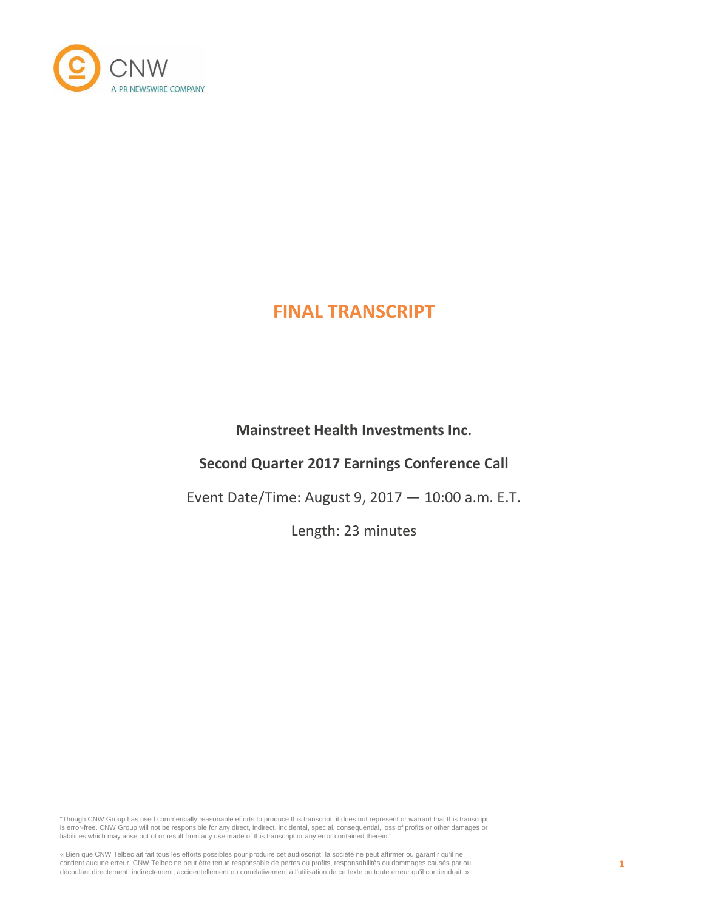CNW

A PR NEWSWIRE COMPANY

# FINAL TRANSCRIPT

**Mainstreet Health Investments Inc.**

**Second Quarter 2017 Earnings Conference Call**

Event Date/Time: August 9, 2017 — 10:00 a.m. E.T.

Length: 23 minutes

"Though CNW Group has used commercially reasonable efforts to produce this transcript, it does not represent or warrant that this transcript is error-free. CNW Group will not be responsible for any direct, indirect, incidental, special, consequential, loss of profits or other damages or liabilities which may arise out of or result from any use made of this transcript or any error contained therein."

« Bien que CNW Telbec ait fait tous les efforts possibles pour produire cet audioscript, la société ne peut affirmer ou garantir qu'il ne contient aucune erreur. CNW Telbec ne peut être tenue responsable de pertes ou profits, responsabilités ou dommages causés par ou découlant directement, indirectement, accidentellement ou corrélativement à l'utilisation de ce texte ou toute erreur qu'il contiendrait. »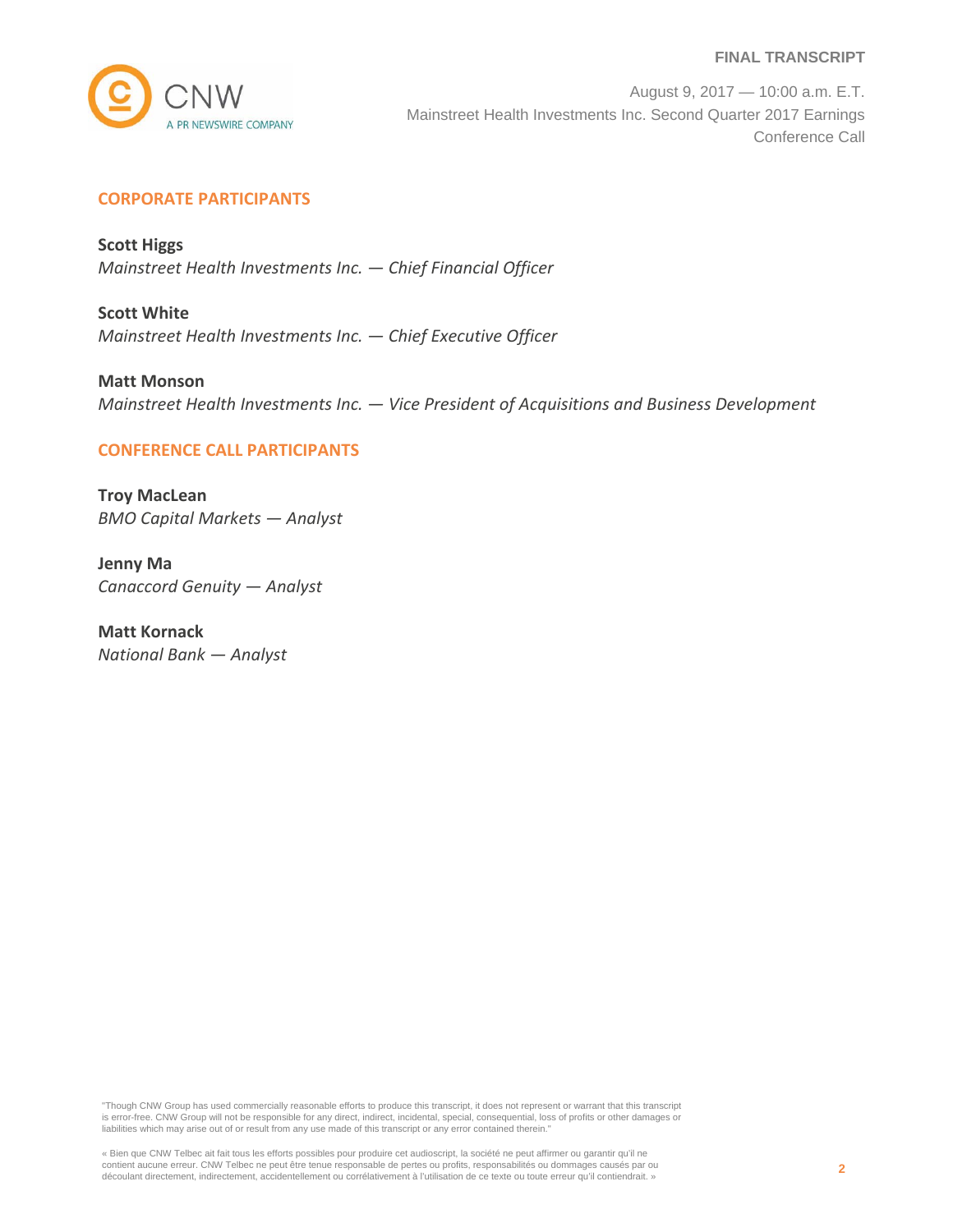## CORPORATE PARTICIPANTS

**Scott Higgs**
*Mainstreet Health Investments Inc. — Chief Financial Officer*

**Scott White**
*Mainstreet Health Investments Inc. — Chief Executive Officer*

**Matt Monson**
*Mainstreet Health Investments Inc. — Vice President of Acquisitions and Business Development*

## CONFERENCE CALL PARTICIPANTS

**Troy MacLean**
*BMO Capital Markets — Analyst*

**Jenny Ma**
*Canaccord Genuity — Analyst*

**Matt Kornack**
*National Bank — Analyst*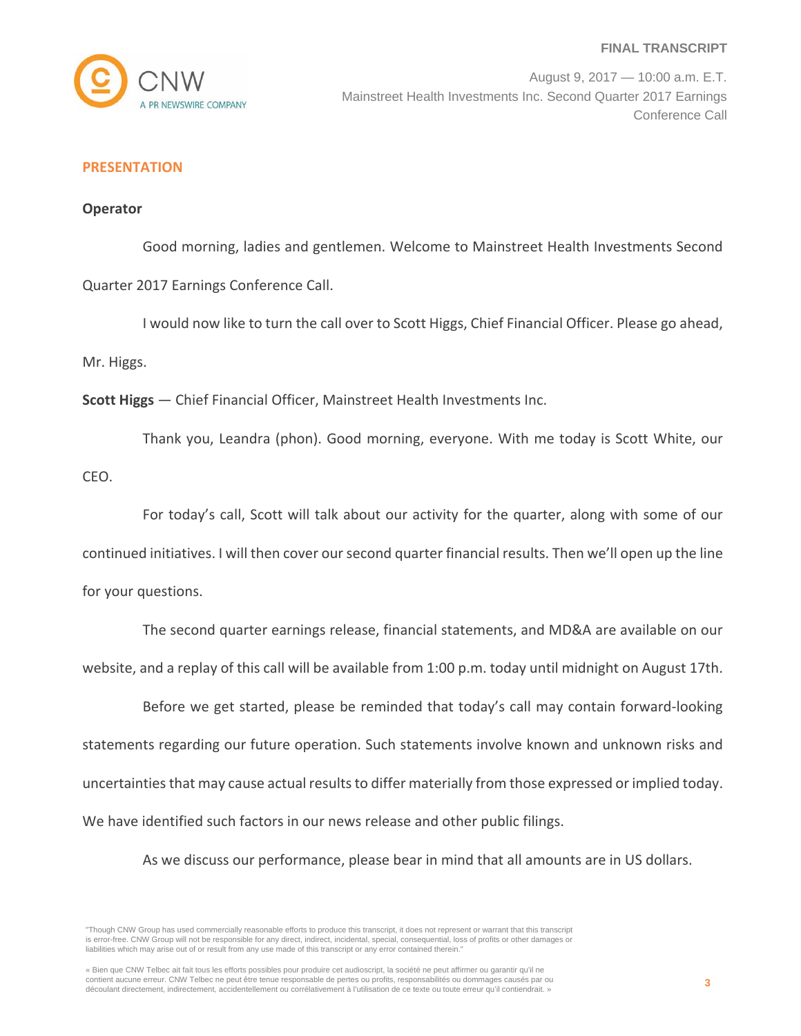## PRESENTATION

**Operator**

Good morning, ladies and gentlemen. Welcome to Mainstreet Health Investments Second Quarter 2017 Earnings Conference Call.

I would now like to turn the call over to Scott Higgs, Chief Financial Officer. Please go ahead, Mr. Higgs.

**Scott Higgs** — Chief Financial Officer, Mainstreet Health Investments Inc.

Thank you, Leandra (phon). Good morning, everyone. With me today is Scott White, our CEO.

For today's call, Scott will talk about our activity for the quarter, along with some of our continued initiatives. I will then cover our second quarter financial results. Then we'll open up the line for your questions.

The second quarter earnings release, financial statements, and MD&A are available on our website, and a replay of this call will be available from 1:00 p.m. today until midnight on August 17th.

Before we get started, please be reminded that today's call may contain forward-looking statements regarding our future operation. Such statements involve known and unknown risks and uncertainties that may cause actual results to differ materially from those expressed or implied today. We have identified such factors in our news release and other public filings.

As we discuss our performance, please bear in mind that all amounts are in US dollars.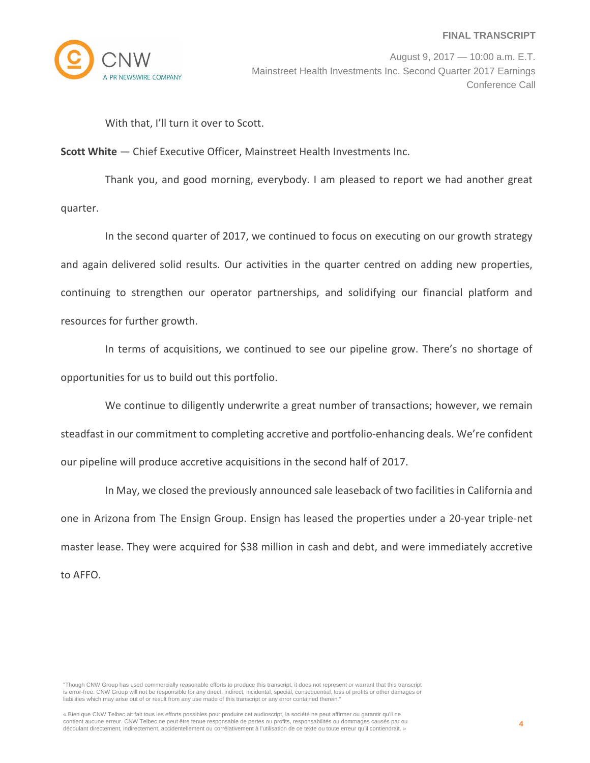With that, I'll turn it over to Scott.

**Scott White** — Chief Executive Officer, Mainstreet Health Investments Inc.

Thank you, and good morning, everybody. I am pleased to report we had another great quarter.

In the second quarter of 2017, we continued to focus on executing on our growth strategy and again delivered solid results. Our activities in the quarter centred on adding new properties, continuing to strengthen our operator partnerships, and solidifying our financial platform and resources for further growth.

In terms of acquisitions, we continued to see our pipeline grow. There's no shortage of opportunities for us to build out this portfolio.

We continue to diligently underwrite a great number of transactions; however, we remain steadfast in our commitment to completing accretive and portfolio-enhancing deals. We're confident our pipeline will produce accretive acquisitions in the second half of 2017.

In May, we closed the previously announced sale leaseback of two facilities in California and one in Arizona from The Ensign Group. Ensign has leased the properties under a 20-year triple-net master lease. They were acquired for $38 million in cash and debt, and were immediately accretive to AFFO.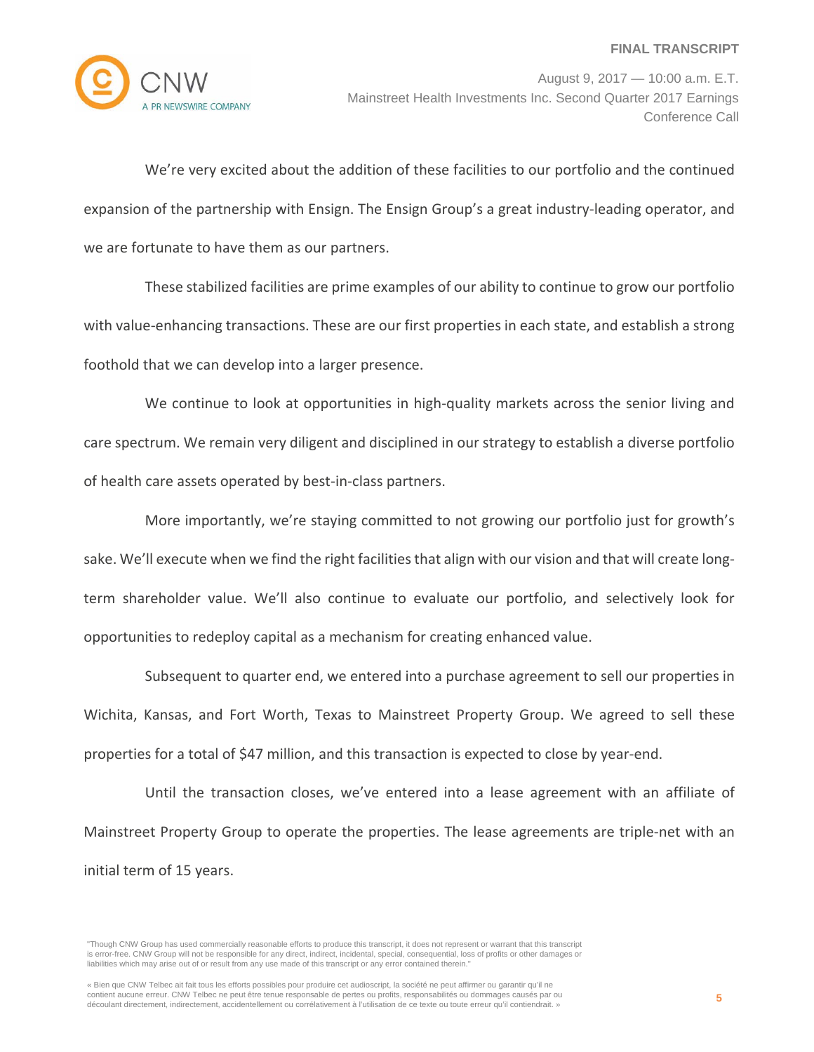We're very excited about the addition of these facilities to our portfolio and the continued expansion of the partnership with Ensign. The Ensign Group's a great industry-leading operator, and we are fortunate to have them as our partners.

These stabilized facilities are prime examples of our ability to continue to grow our portfolio with value-enhancing transactions. These are our first properties in each state, and establish a strong foothold that we can develop into a larger presence.

We continue to look at opportunities in high-quality markets across the senior living and care spectrum. We remain very diligent and disciplined in our strategy to establish a diverse portfolio of health care assets operated by best-in-class partners.

More importantly, we're staying committed to not growing our portfolio just for growth's sake. We'll execute when we find the right facilities that align with our vision and that will create long-term shareholder value. We'll also continue to evaluate our portfolio, and selectively look for opportunities to redeploy capital as a mechanism for creating enhanced value.

Subsequent to quarter end, we entered into a purchase agreement to sell our properties in Wichita, Kansas, and Fort Worth, Texas to Mainstreet Property Group. We agreed to sell these properties for a total of $47 million, and this transaction is expected to close by year-end.

Until the transaction closes, we've entered into a lease agreement with an affiliate of Mainstreet Property Group to operate the properties. The lease agreements are triple-net with an initial term of 15 years.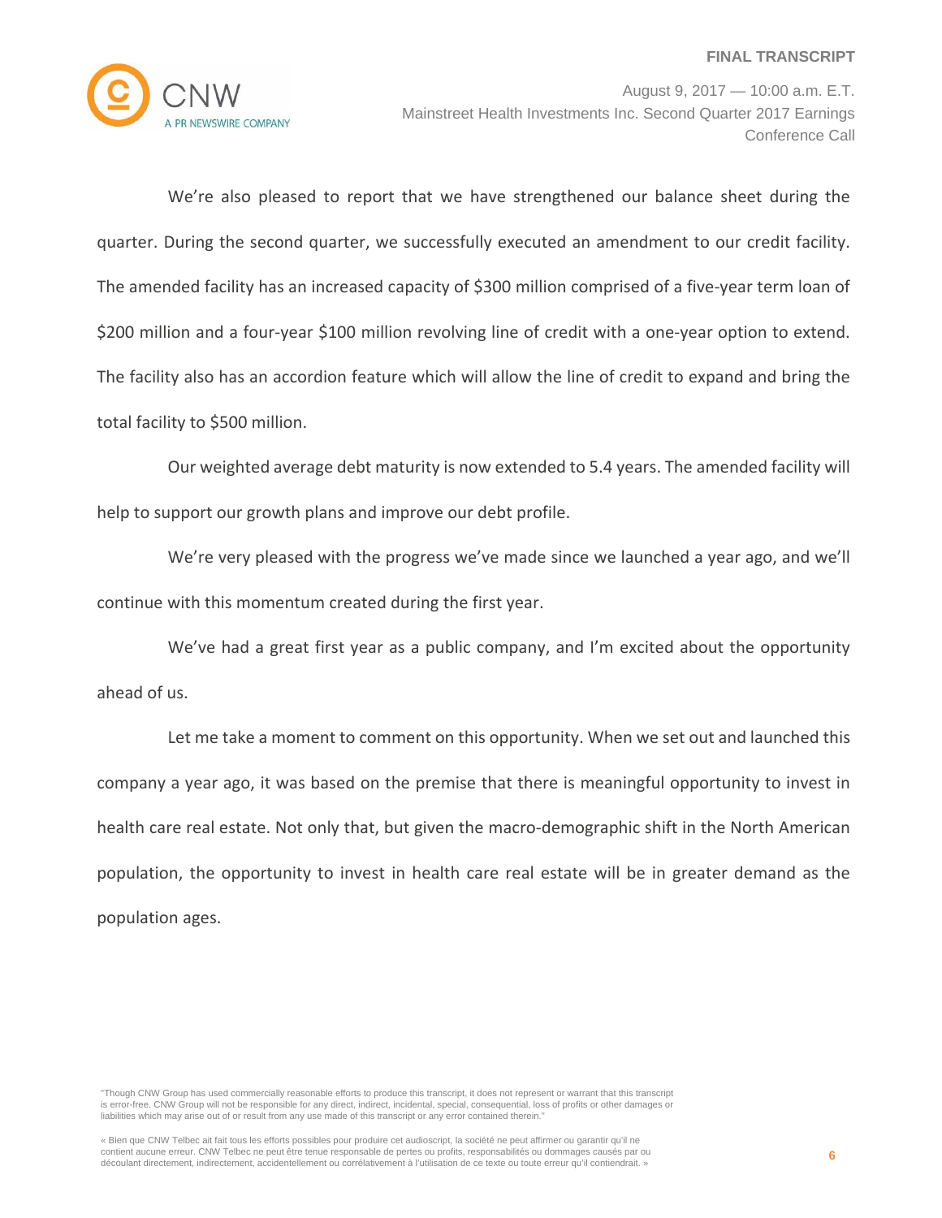We're also pleased to report that we have strengthened our balance sheet during the quarter. During the second quarter, we successfully executed an amendment to our credit facility. The amended facility has an increased capacity of $300 million comprised of a five-year term loan of $200 million and a four-year $100 million revolving line of credit with a one-year option to extend. The facility also has an accordion feature which will allow the line of credit to expand and bring the total facility to $500 million.

Our weighted average debt maturity is now extended to 5.4 years. The amended facility will help to support our growth plans and improve our debt profile.

We're very pleased with the progress we've made since we launched a year ago, and we'll continue with this momentum created during the first year.

We've had a great first year as a public company, and I'm excited about the opportunity ahead of us.

Let me take a moment to comment on this opportunity. When we set out and launched this company a year ago, it was based on the premise that there is meaningful opportunity to invest in health care real estate. Not only that, but given the macro-demographic shift in the North American population, the opportunity to invest in health care real estate will be in greater demand as the population ages.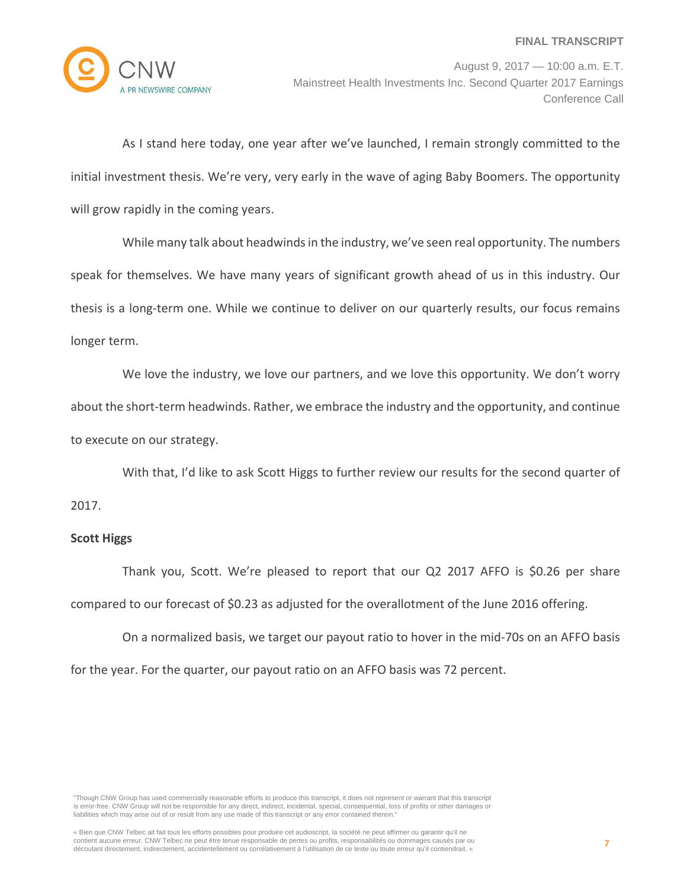As I stand here today, one year after we've launched, I remain strongly committed to the initial investment thesis. We're very, very early in the wave of aging Baby Boomers. The opportunity will grow rapidly in the coming years.

While many talk about headwinds in the industry, we've seen real opportunity. The numbers speak for themselves. We have many years of significant growth ahead of us in this industry. Our thesis is a long-term one. While we continue to deliver on our quarterly results, our focus remains longer term.

We love the industry, we love our partners, and we love this opportunity. We don't worry about the short-term headwinds. Rather, we embrace the industry and the opportunity, and continue to execute on our strategy.

With that, I'd like to ask Scott Higgs to further review our results for the second quarter of 2017.

**Scott Higgs**

Thank you, Scott. We're pleased to report that our Q2 2017 AFFO is $0.26 per share compared to our forecast of $0.23 as adjusted for the overallotment of the June 2016 offering.

On a normalized basis, we target our payout ratio to hover in the mid-70s on an AFFO basis for the year. For the quarter, our payout ratio on an AFFO basis was 72 percent.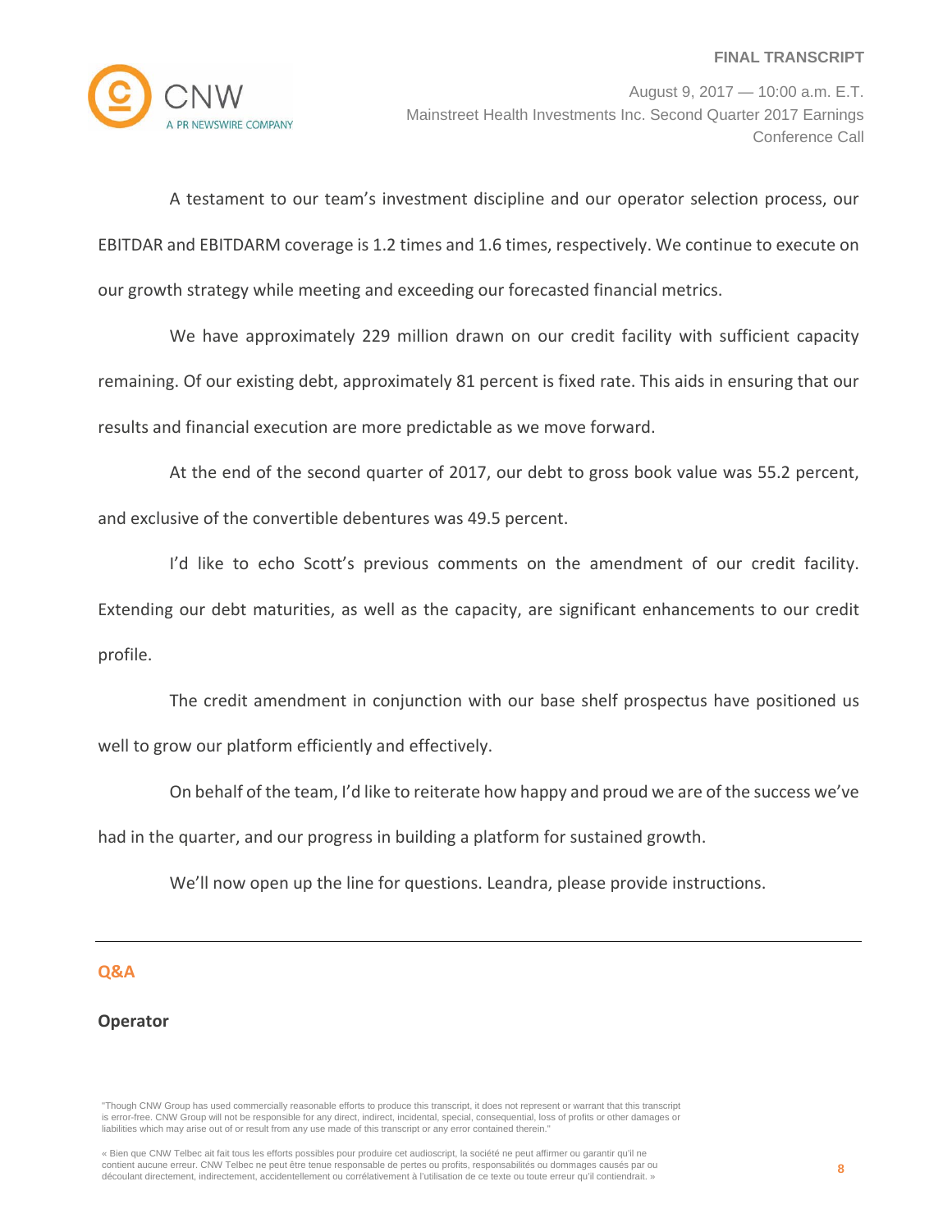A testament to our team's investment discipline and our operator selection process, our EBITDAR and EBITDARM coverage is 1.2 times and 1.6 times, respectively. We continue to execute on our growth strategy while meeting and exceeding our forecasted financial metrics.

We have approximately 229 million drawn on our credit facility with sufficient capacity remaining. Of our existing debt, approximately 81 percent is fixed rate. This aids in ensuring that our results and financial execution are more predictable as we move forward.

At the end of the second quarter of 2017, our debt to gross book value was 55.2 percent, and exclusive of the convertible debentures was 49.5 percent.

I'd like to echo Scott's previous comments on the amendment of our credit facility. Extending our debt maturities, as well as the capacity, are significant enhancements to our credit profile.

The credit amendment in conjunction with our base shelf prospectus have positioned us well to grow our platform efficiently and effectively.

On behalf of the team, I'd like to reiterate how happy and proud we are of the success we've had in the quarter, and our progress in building a platform for sustained growth.

We'll now open up the line for questions. Leandra, please provide instructions.

---

## Q&A

**Operator**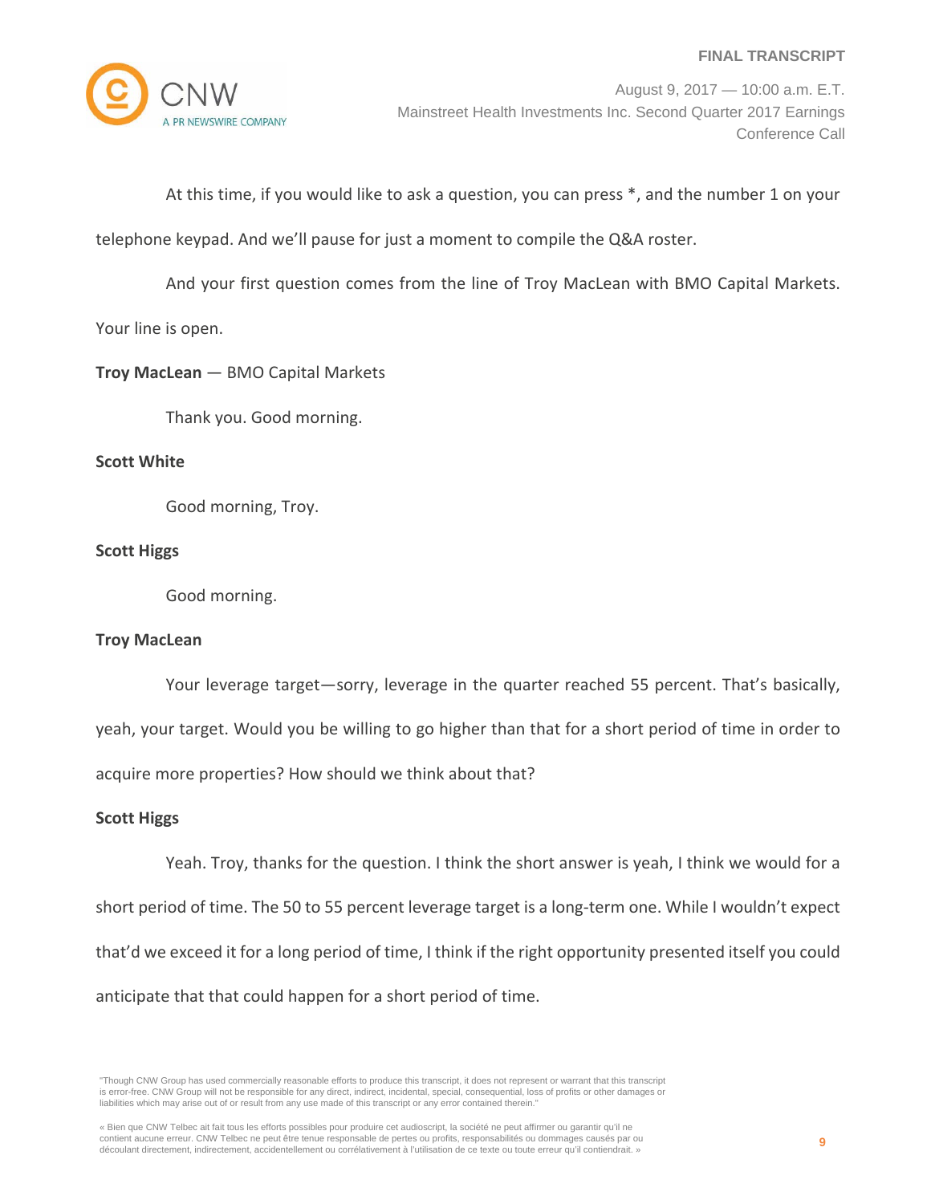At this time, if you would like to ask a question, you can press *, and the number 1 on your telephone keypad. And we'll pause for just a moment to compile the Q&A roster.

And your first question comes from the line of Troy MacLean with BMO Capital Markets. Your line is open.

**Troy MacLean** — BMO Capital Markets

Thank you. Good morning.

**Scott White**

Good morning, Troy.

**Scott Higgs**

Good morning.

**Troy MacLean**

Your leverage target—sorry, leverage in the quarter reached 55 percent. That's basically, yeah, your target. Would you be willing to go higher than that for a short period of time in order to acquire more properties? How should we think about that?

**Scott Higgs**

Yeah. Troy, thanks for the question. I think the short answer is yeah, I think we would for a short period of time. The 50 to 55 percent leverage target is a long-term one. While I wouldn't expect that'd we exceed it for a long period of time, I think if the right opportunity presented itself you could anticipate that that could happen for a short period of time.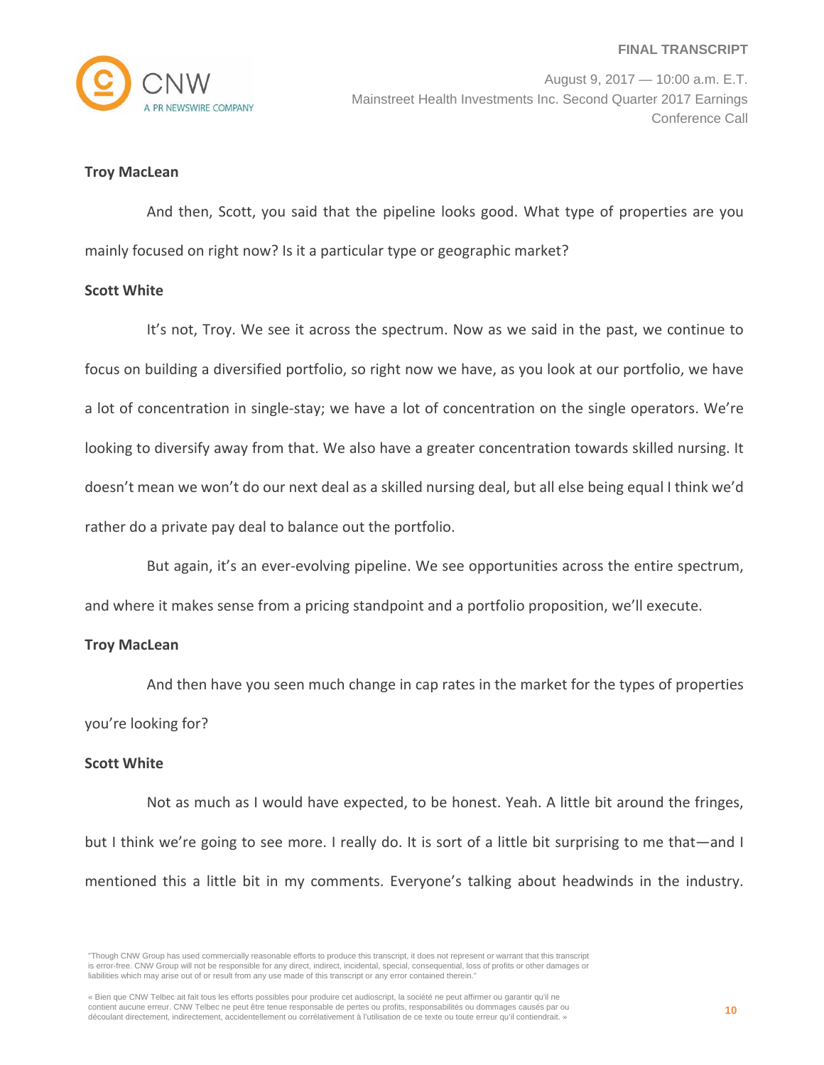**Troy MacLean**

And then, Scott, you said that the pipeline looks good. What type of properties are you mainly focused on right now? Is it a particular type or geographic market?

**Scott White**

It's not, Troy. We see it across the spectrum. Now as we said in the past, we continue to focus on building a diversified portfolio, so right now we have, as you look at our portfolio, we have a lot of concentration in single-stay; we have a lot of concentration on the single operators. We're looking to diversify away from that. We also have a greater concentration towards skilled nursing. It doesn't mean we won't do our next deal as a skilled nursing deal, but all else being equal I think we'd rather do a private pay deal to balance out the portfolio.

But again, it's an ever-evolving pipeline. We see opportunities across the entire spectrum, and where it makes sense from a pricing standpoint and a portfolio proposition, we'll execute.

**Troy MacLean**

And then have you seen much change in cap rates in the market for the types of properties you're looking for?

**Scott White**

Not as much as I would have expected, to be honest. Yeah. A little bit around the fringes, but I think we're going to see more. I really do. It is sort of a little bit surprising to me that—and I mentioned this a little bit in my comments. Everyone's talking about headwinds in the industry.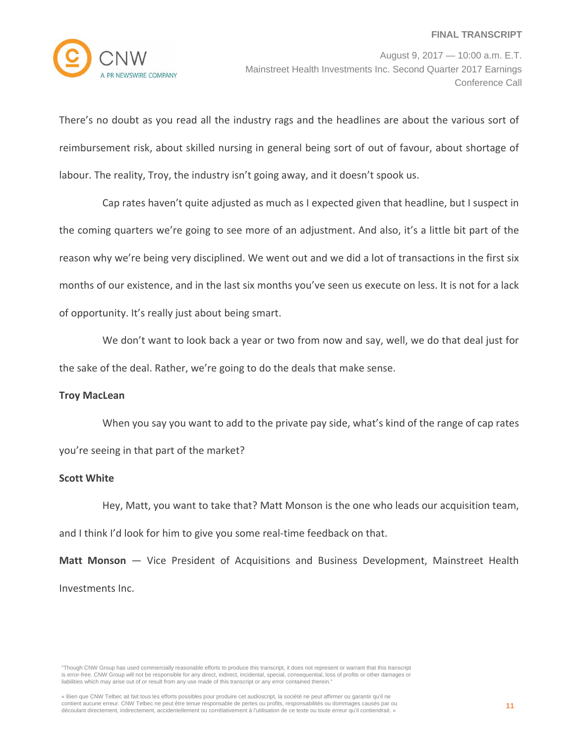There's no doubt as you read all the industry rags and the headlines are about the various sort of reimbursement risk, about skilled nursing in general being sort of out of favour, about shortage of labour. The reality, Troy, the industry isn't going away, and it doesn't spook us.

Cap rates haven't quite adjusted as much as I expected given that headline, but I suspect in the coming quarters we're going to see more of an adjustment. And also, it's a little bit part of the reason why we're being very disciplined. We went out and we did a lot of transactions in the first six months of our existence, and in the last six months you've seen us execute on less. It is not for a lack of opportunity. It's really just about being smart.

We don't want to look back a year or two from now and say, well, we do that deal just for the sake of the deal. Rather, we're going to do the deals that make sense.

**Troy MacLean**

When you say you want to add to the private pay side, what's kind of the range of cap rates you're seeing in that part of the market?

**Scott White**

Hey, Matt, you want to take that? Matt Monson is the one who leads our acquisition team, and I think I'd look for him to give you some real-time feedback on that.

**Matt Monson** — Vice President of Acquisitions and Business Development, Mainstreet Health Investments Inc.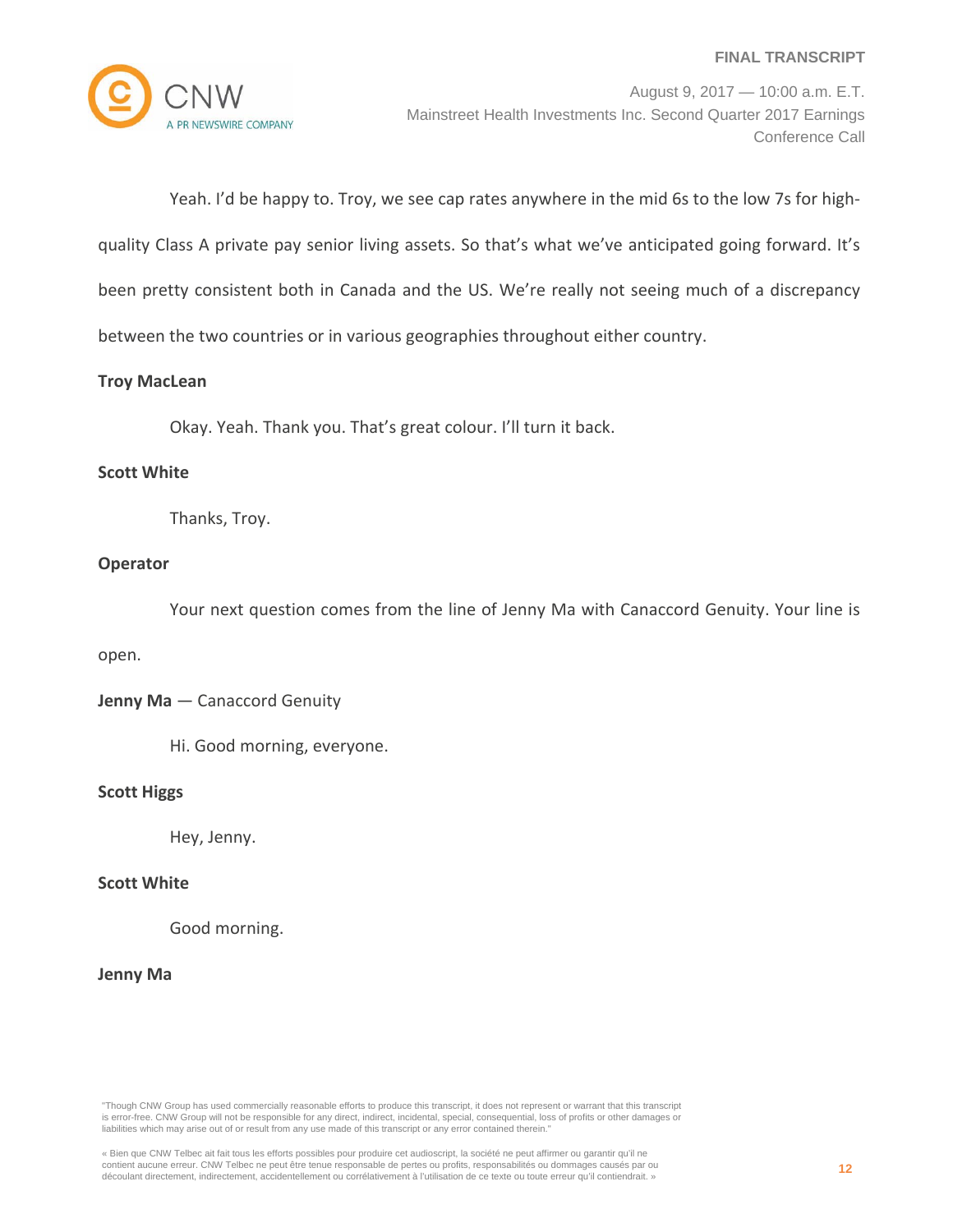Yeah. I'd be happy to. Troy, we see cap rates anywhere in the mid 6s to the low 7s for high-quality Class A private pay senior living assets. So that's what we've anticipated going forward. It's been pretty consistent both in Canada and the US. We're really not seeing much of a discrepancy between the two countries or in various geographies throughout either country.

**Troy MacLean**

Okay. Yeah. Thank you. That's great colour. I'll turn it back.

**Scott White**

Thanks, Troy.

**Operator**

Your next question comes from the line of Jenny Ma with Canaccord Genuity. Your line is open.

**Jenny Ma** — Canaccord Genuity

Hi. Good morning, everyone.

**Scott Higgs**

Hey, Jenny.

**Scott White**

Good morning.

**Jenny Ma**

"Though CNW Group has used commercially reasonable efforts to produce this transcript, it does not represent or warrant that this transcript is error-free. CNW Group will not be responsible for any direct, indirect, incidental, special, consequential, loss of profits or other damages or liabilities which may arise out of or result from any use made of this transcript or any error contained therein."

« Bien que CNW Telbec ait fait tous les efforts possibles pour produire cet audioscript, la société ne peut affirmer ou garantir qu'il ne contient aucune erreur. CNW Telbec ne peut être tenue responsable de pertes ou profits, responsabilités ou dommages causés par ou découlant directement, indirectement, accidentellement ou corrélativement à l'utilisation de ce texte ou toute erreur qu'il contiendrait. »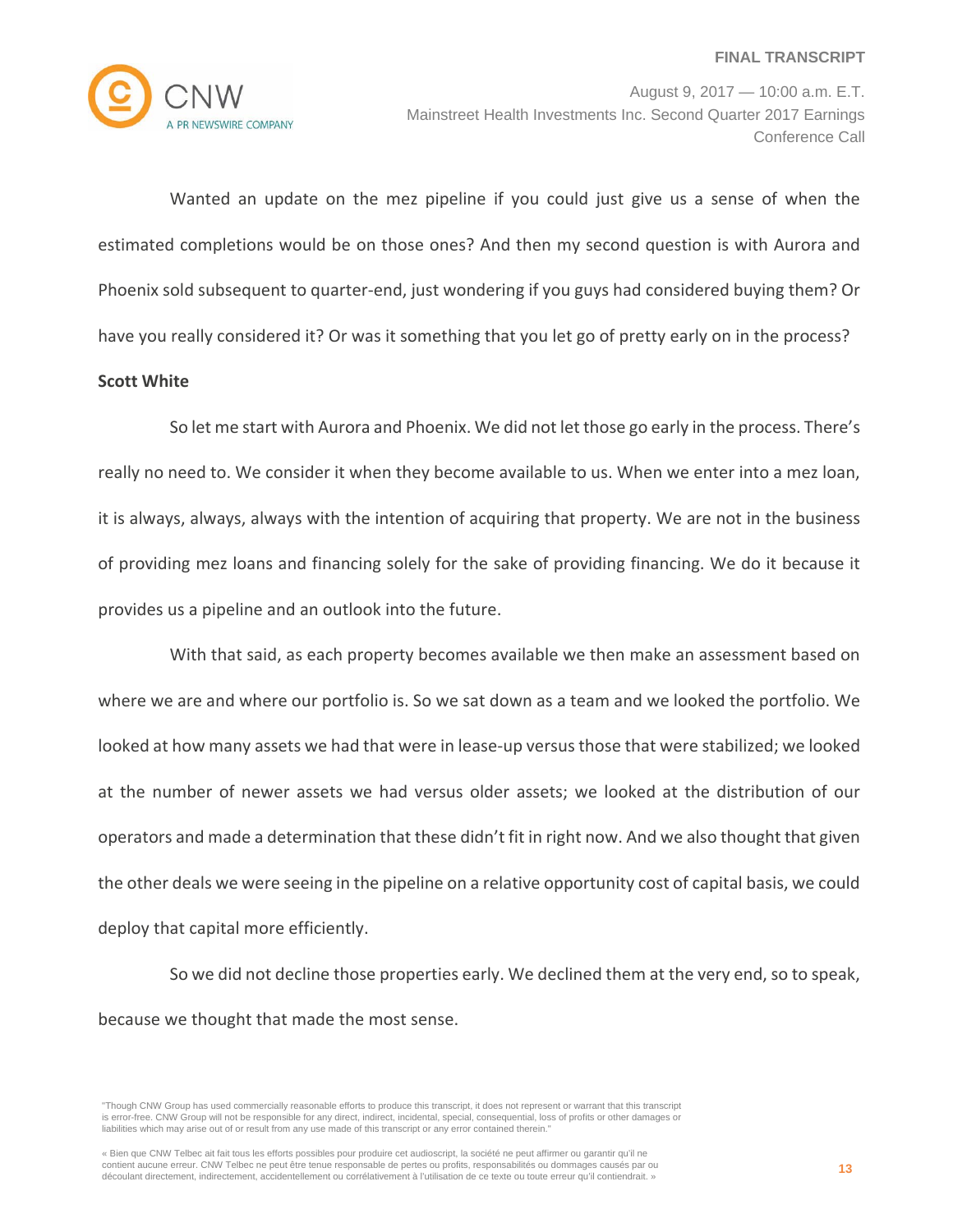Wanted an update on the mez pipeline if you could just give us a sense of when the estimated completions would be on those ones? And then my second question is with Aurora and Phoenix sold subsequent to quarter-end, just wondering if you guys had considered buying them? Or have you really considered it? Or was it something that you let go of pretty early on in the process?

**Scott White**

So let me start with Aurora and Phoenix. We did not let those go early in the process. There's really no need to. We consider it when they become available to us. When we enter into a mez loan, it is always, always, always with the intention of acquiring that property. We are not in the business of providing mez loans and financing solely for the sake of providing financing. We do it because it provides us a pipeline and an outlook into the future.

With that said, as each property becomes available we then make an assessment based on where we are and where our portfolio is. So we sat down as a team and we looked the portfolio. We looked at how many assets we had that were in lease-up versus those that were stabilized; we looked at the number of newer assets we had versus older assets; we looked at the distribution of our operators and made a determination that these didn't fit in right now. And we also thought that given the other deals we were seeing in the pipeline on a relative opportunity cost of capital basis, we could deploy that capital more efficiently.

So we did not decline those properties early. We declined them at the very end, so to speak, because we thought that made the most sense.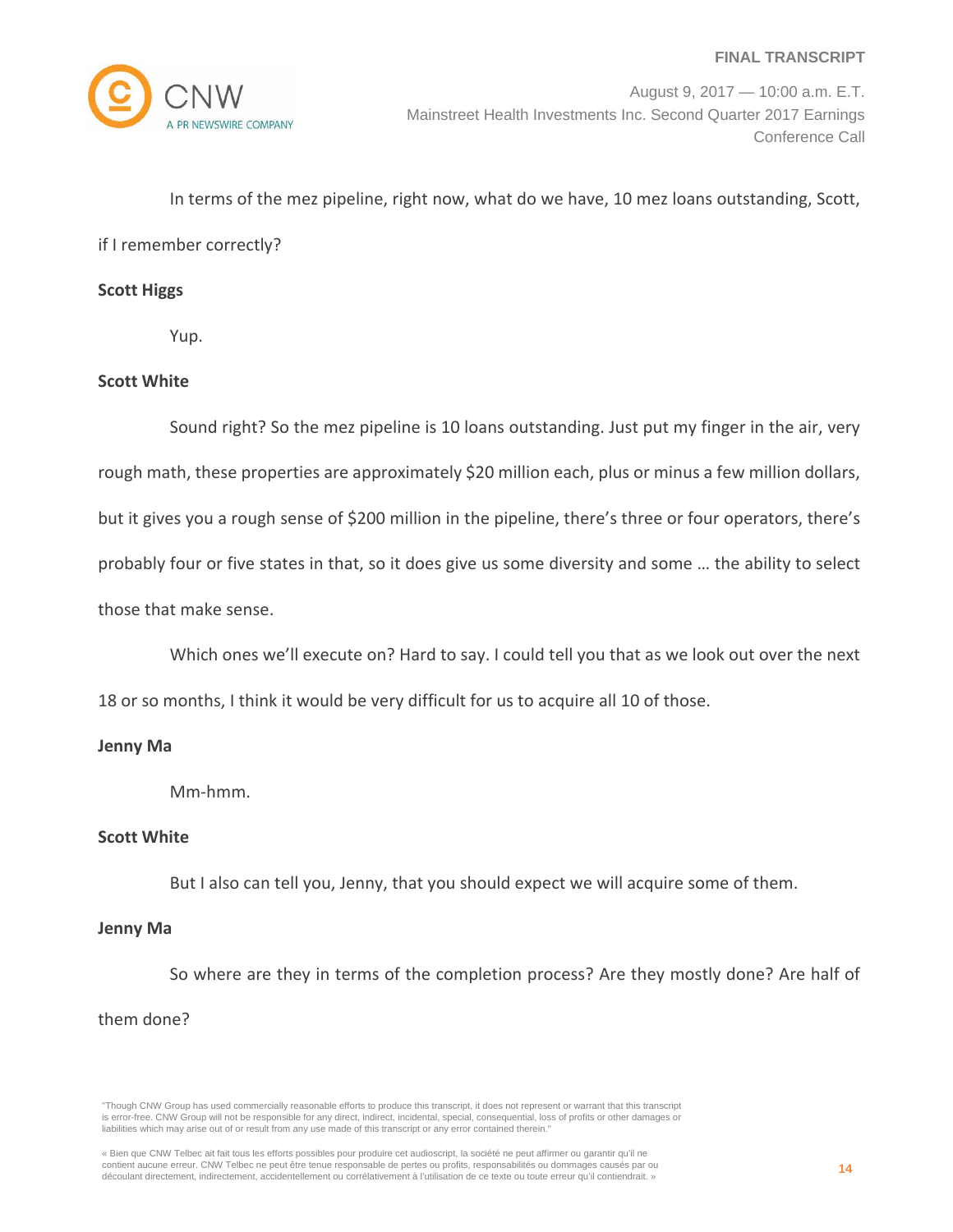In terms of the mez pipeline, right now, what do we have, 10 mez loans outstanding, Scott, if I remember correctly?

**Scott Higgs**

Yup.

**Scott White**

Sound right? So the mez pipeline is 10 loans outstanding. Just put my finger in the air, very rough math, these properties are approximately $20 million each, plus or minus a few million dollars, but it gives you a rough sense of $200 million in the pipeline, there's three or four operators, there's probably four or five states in that, so it does give us some diversity and some … the ability to select those that make sense.

Which ones we'll execute on? Hard to say. I could tell you that as we look out over the next 18 or so months, I think it would be very difficult for us to acquire all 10 of those.

**Jenny Ma**

Mm-hmm.

**Scott White**

But I also can tell you, Jenny, that you should expect we will acquire some of them.

**Jenny Ma**

So where are they in terms of the completion process? Are they mostly done? Are half of them done?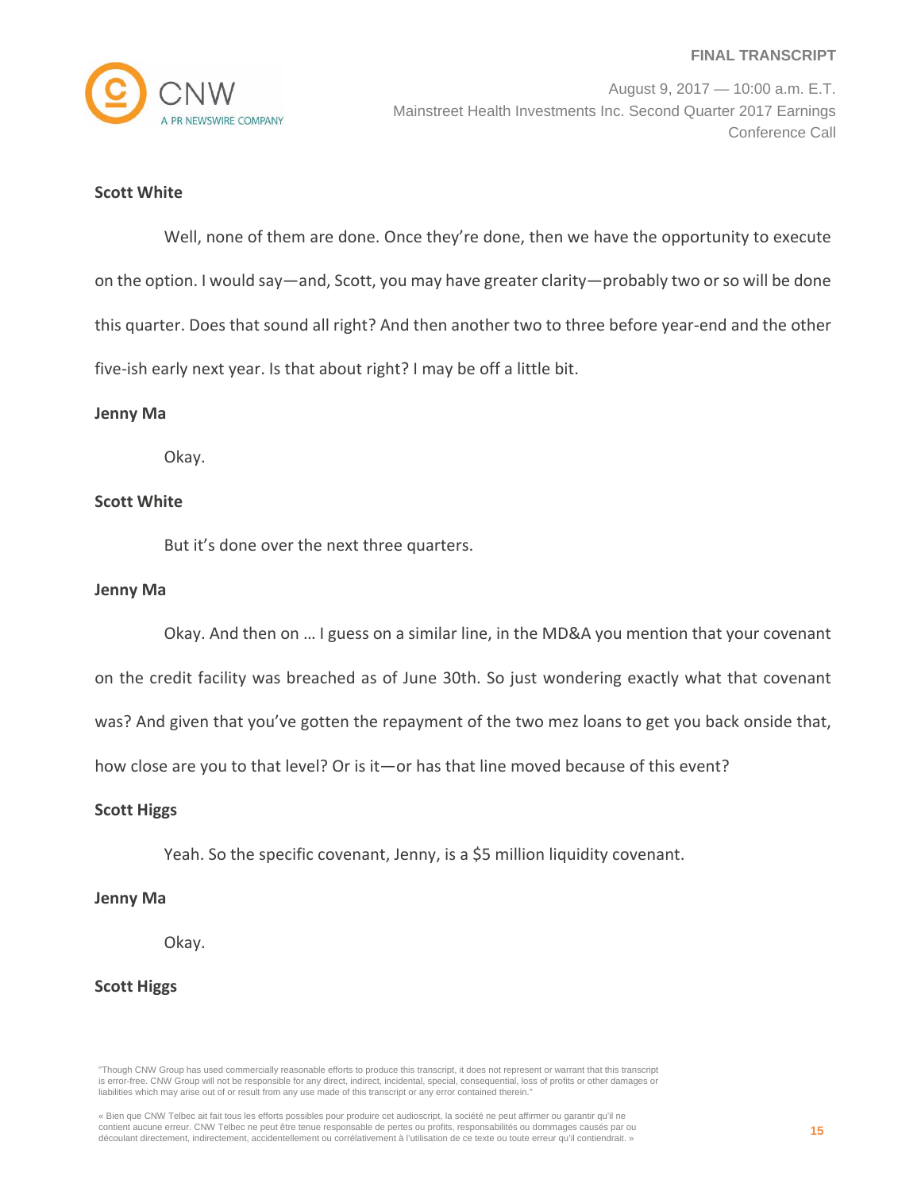**Scott White**

Well, none of them are done. Once they're done, then we have the opportunity to execute on the option. I would say—and, Scott, you may have greater clarity—probably two or so will be done this quarter. Does that sound all right? And then another two to three before year-end and the other five-ish early next year. Is that about right? I may be off a little bit.

**Jenny Ma**

Okay.

**Scott White**

But it's done over the next three quarters.

**Jenny Ma**

Okay. And then on … I guess on a similar line, in the MD&A you mention that your covenant on the credit facility was breached as of June 30th. So just wondering exactly what that covenant was? And given that you've gotten the repayment of the two mez loans to get you back onside that, how close are you to that level? Or is it—or has that line moved because of this event?

**Scott Higgs**

Yeah. So the specific covenant, Jenny, is a $5 million liquidity covenant.

**Jenny Ma**

Okay.

**Scott Higgs**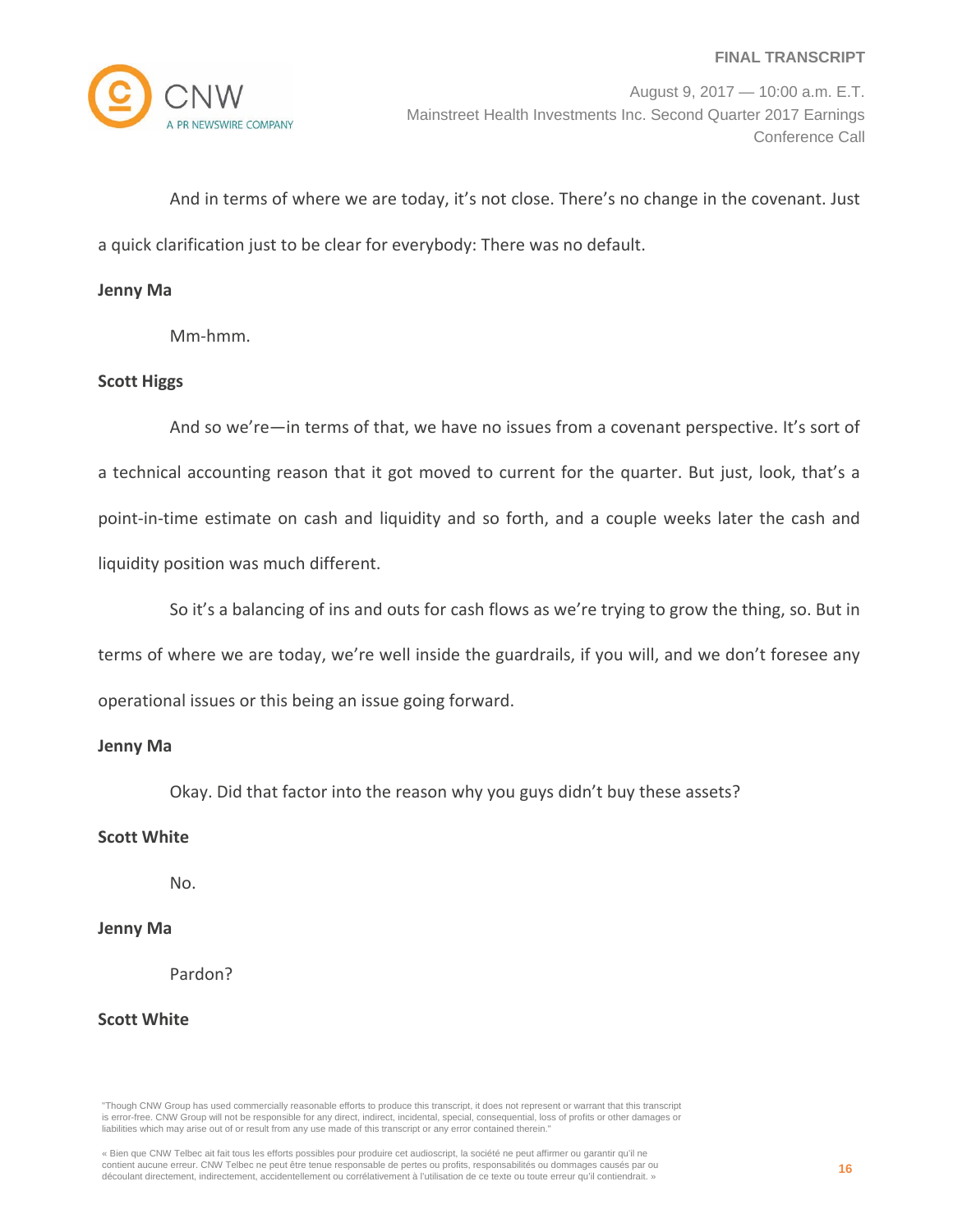And in terms of where we are today, it's not close. There's no change in the covenant. Just a quick clarification just to be clear for everybody: There was no default.

**Jenny Ma**

Mm-hmm.

**Scott Higgs**

And so we're—in terms of that, we have no issues from a covenant perspective. It's sort of a technical accounting reason that it got moved to current for the quarter. But just, look, that's a point-in-time estimate on cash and liquidity and so forth, and a couple weeks later the cash and liquidity position was much different.

So it's a balancing of ins and outs for cash flows as we're trying to grow the thing, so. But in terms of where we are today, we're well inside the guardrails, if you will, and we don't foresee any operational issues or this being an issue going forward.

**Jenny Ma**

Okay. Did that factor into the reason why you guys didn't buy these assets?

**Scott White**

No.

**Jenny Ma**

Pardon?

**Scott White**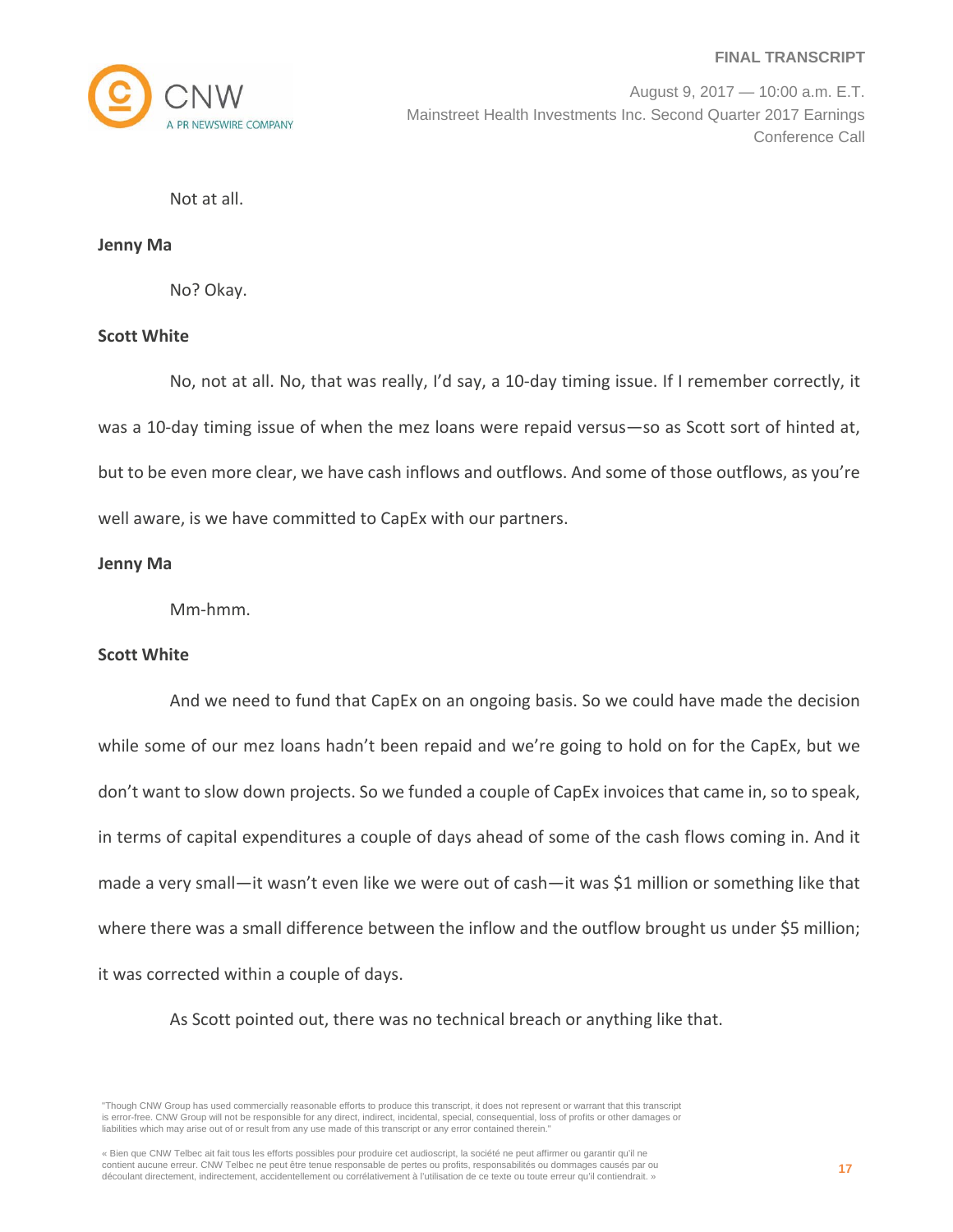Not at all.

**Jenny Ma**

No? Okay.

**Scott White**

No, not at all. No, that was really, I'd say, a 10-day timing issue. If I remember correctly, it was a 10-day timing issue of when the mez loans were repaid versus—so as Scott sort of hinted at, but to be even more clear, we have cash inflows and outflows. And some of those outflows, as you're well aware, is we have committed to CapEx with our partners.

**Jenny Ma**

Mm-hmm.

**Scott White**

And we need to fund that CapEx on an ongoing basis. So we could have made the decision while some of our mez loans hadn't been repaid and we're going to hold on for the CapEx, but we don't want to slow down projects. So we funded a couple of CapEx invoices that came in, so to speak, in terms of capital expenditures a couple of days ahead of some of the cash flows coming in. And it made a very small—it wasn't even like we were out of cash—it was $1 million or something like that where there was a small difference between the inflow and the outflow brought us under $5 million; it was corrected within a couple of days.

As Scott pointed out, there was no technical breach or anything like that.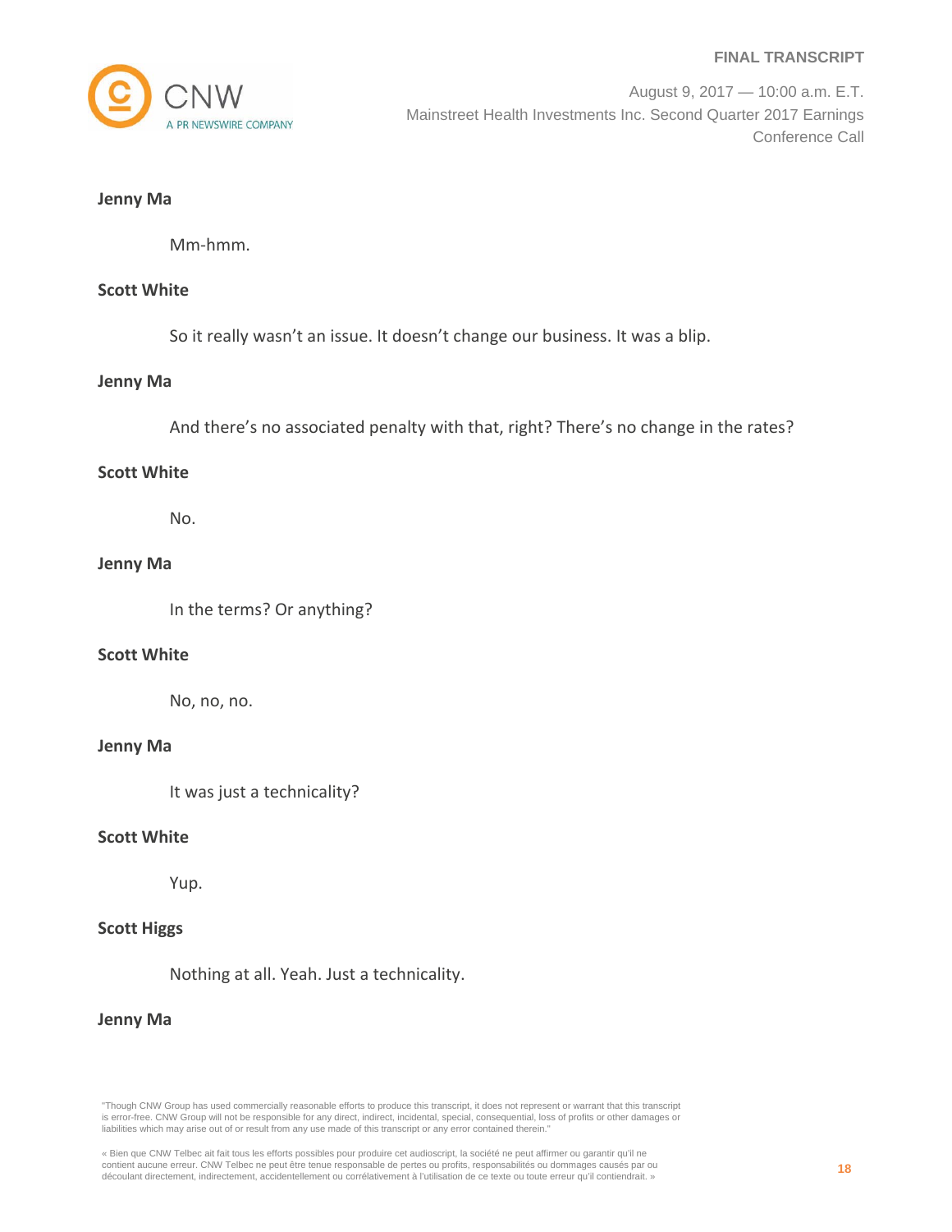**Jenny Ma**

Mm-hmm.

**Scott White**

So it really wasn't an issue. It doesn't change our business. It was a blip.

**Jenny Ma**

And there's no associated penalty with that, right? There's no change in the rates?

**Scott White**

No.

**Jenny Ma**

In the terms? Or anything?

**Scott White**

No, no, no.

**Jenny Ma**

It was just a technicality?

**Scott White**

Yup.

**Scott Higgs**

Nothing at all. Yeah. Just a technicality.

**Jenny Ma**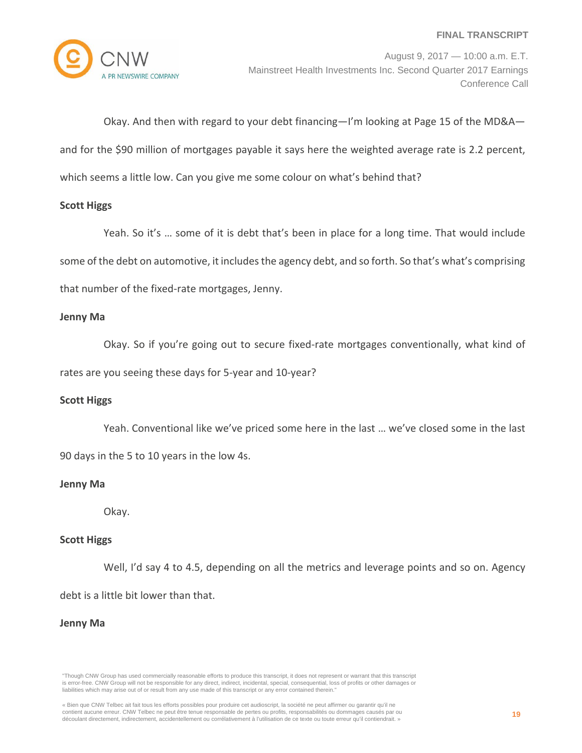Okay. And then with regard to your debt financing—I'm looking at Page 15 of the MD&A—and for the $90 million of mortgages payable it says here the weighted average rate is 2.2 percent, which seems a little low. Can you give me some colour on what's behind that?

**Scott Higgs**

Yeah. So it's … some of it is debt that's been in place for a long time. That would include some of the debt on automotive, it includes the agency debt, and so forth. So that's what's comprising that number of the fixed-rate mortgages, Jenny.

**Jenny Ma**

Okay. So if you're going out to secure fixed-rate mortgages conventionally, what kind of rates are you seeing these days for 5-year and 10-year?

**Scott Higgs**

Yeah. Conventional like we've priced some here in the last … we've closed some in the last 90 days in the 5 to 10 years in the low 4s.

**Jenny Ma**

Okay.

**Scott Higgs**

Well, I'd say 4 to 4.5, depending on all the metrics and leverage points and so on. Agency debt is a little bit lower than that.

**Jenny Ma**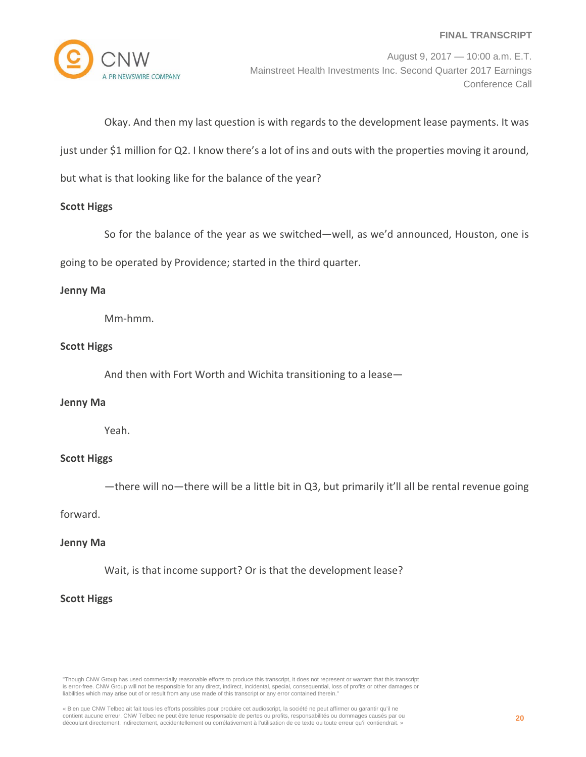Okay. And then my last question is with regards to the development lease payments. It was just under $1 million for Q2. I know there's a lot of ins and outs with the properties moving it around, but what is that looking like for the balance of the year?

**Scott Higgs**

So for the balance of the year as we switched—well, as we'd announced, Houston, one is going to be operated by Providence; started in the third quarter.

**Jenny Ma**

Mm-hmm.

**Scott Higgs**

And then with Fort Worth and Wichita transitioning to a lease—

**Jenny Ma**

Yeah.

**Scott Higgs**

—there will no—there will be a little bit in Q3, but primarily it'll all be rental revenue going forward.

**Jenny Ma**

Wait, is that income support? Or is that the development lease?

**Scott Higgs**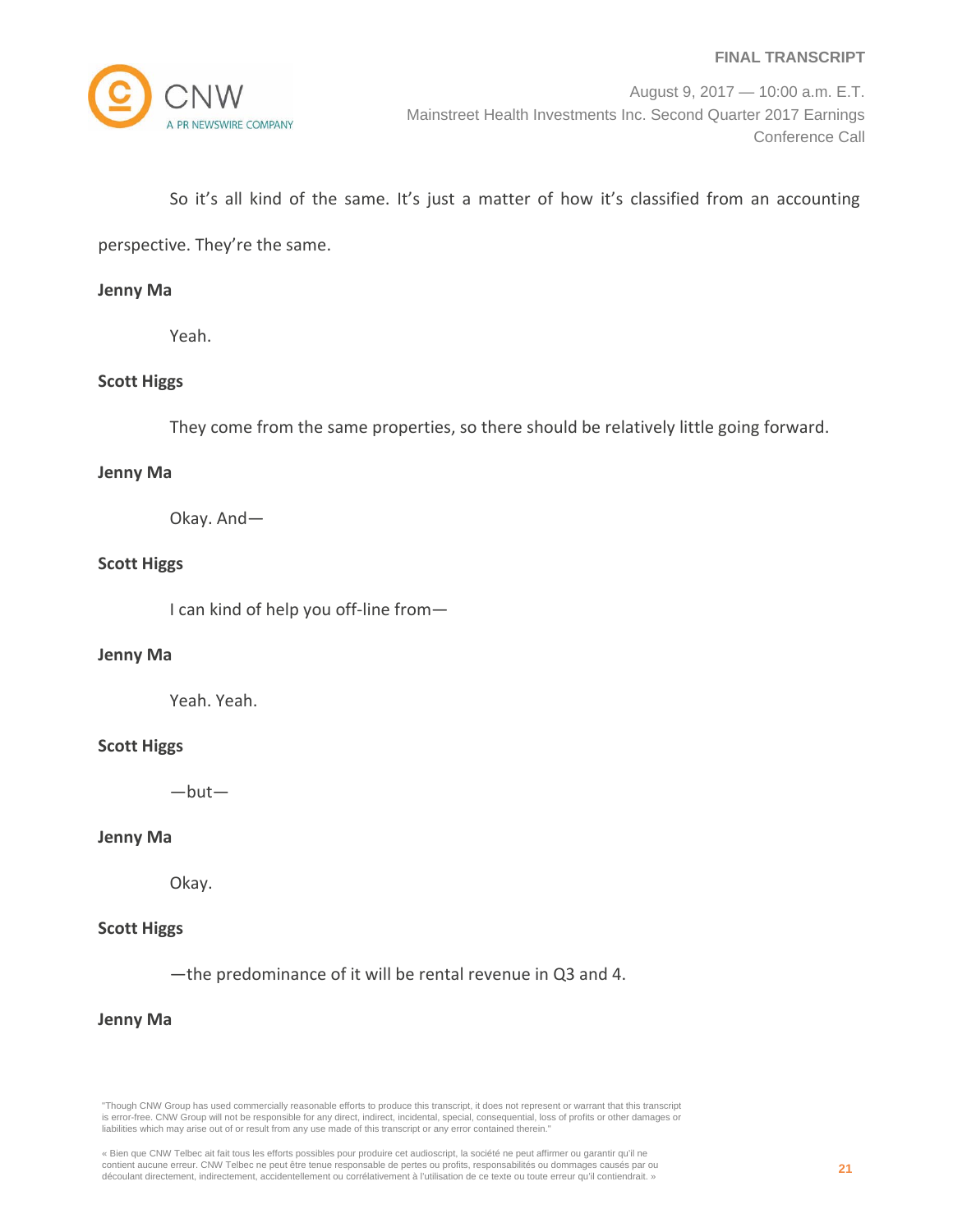So it's all kind of the same. It's just a matter of how it's classified from an accounting perspective. They're the same.

**Jenny Ma**

Yeah.

**Scott Higgs**

They come from the same properties, so there should be relatively little going forward.

**Jenny Ma**

Okay. And—

**Scott Higgs**

I can kind of help you off-line from—

**Jenny Ma**

Yeah. Yeah.

**Scott Higgs**

—but—

**Jenny Ma**

Okay.

**Scott Higgs**

—the predominance of it will be rental revenue in Q3 and 4.

**Jenny Ma**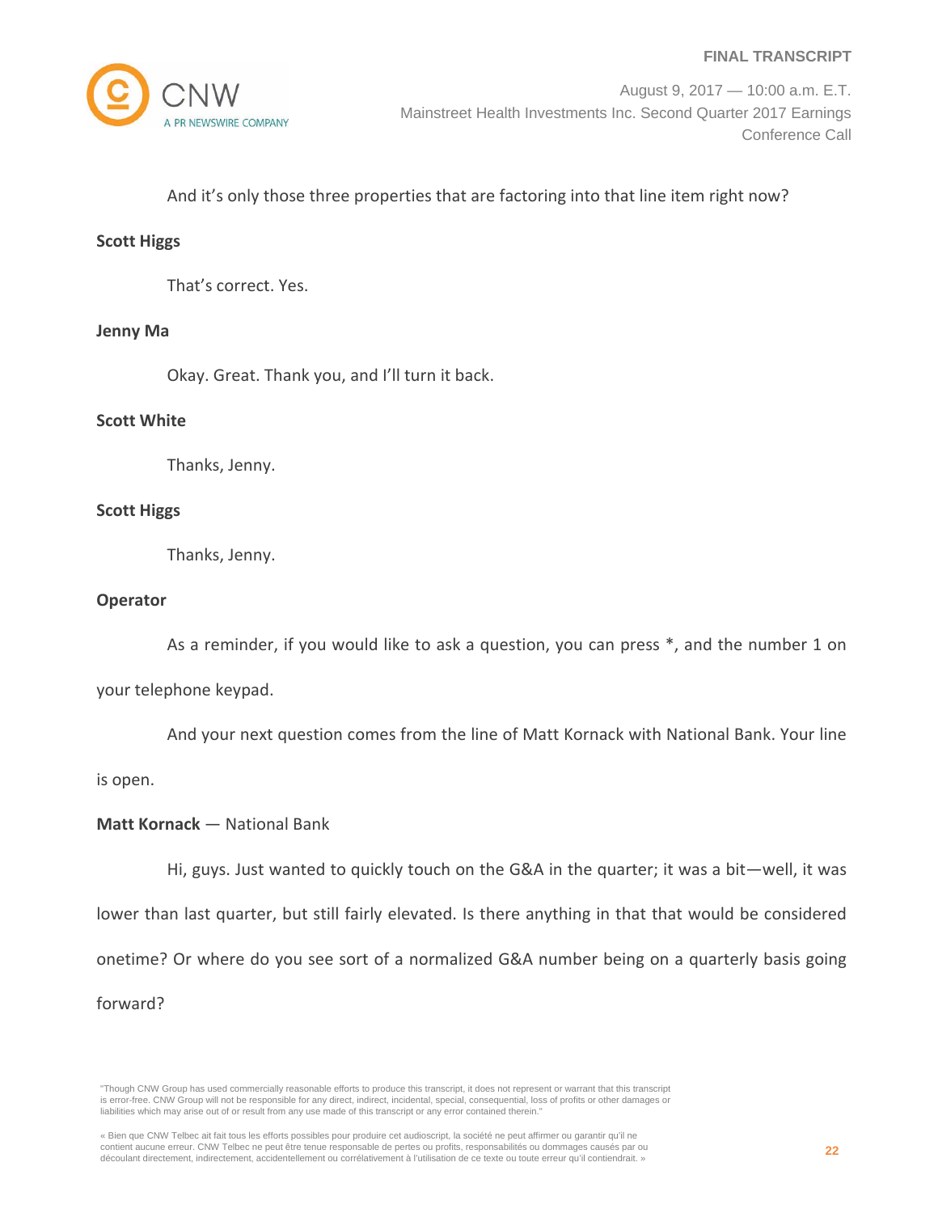And it's only those three properties that are factoring into that line item right now?

**Scott Higgs**

That's correct. Yes.

**Jenny Ma**

Okay. Great. Thank you, and I'll turn it back.

**Scott White**

Thanks, Jenny.

**Scott Higgs**

Thanks, Jenny.

**Operator**

As a reminder, if you would like to ask a question, you can press *, and the number 1 on your telephone keypad.

And your next question comes from the line of Matt Kornack with National Bank. Your line is open.

**Matt Kornack** — National Bank

Hi, guys. Just wanted to quickly touch on the G&A in the quarter; it was a bit—well, it was lower than last quarter, but still fairly elevated. Is there anything in that that would be considered onetime? Or where do you see sort of a normalized G&A number being on a quarterly basis going forward?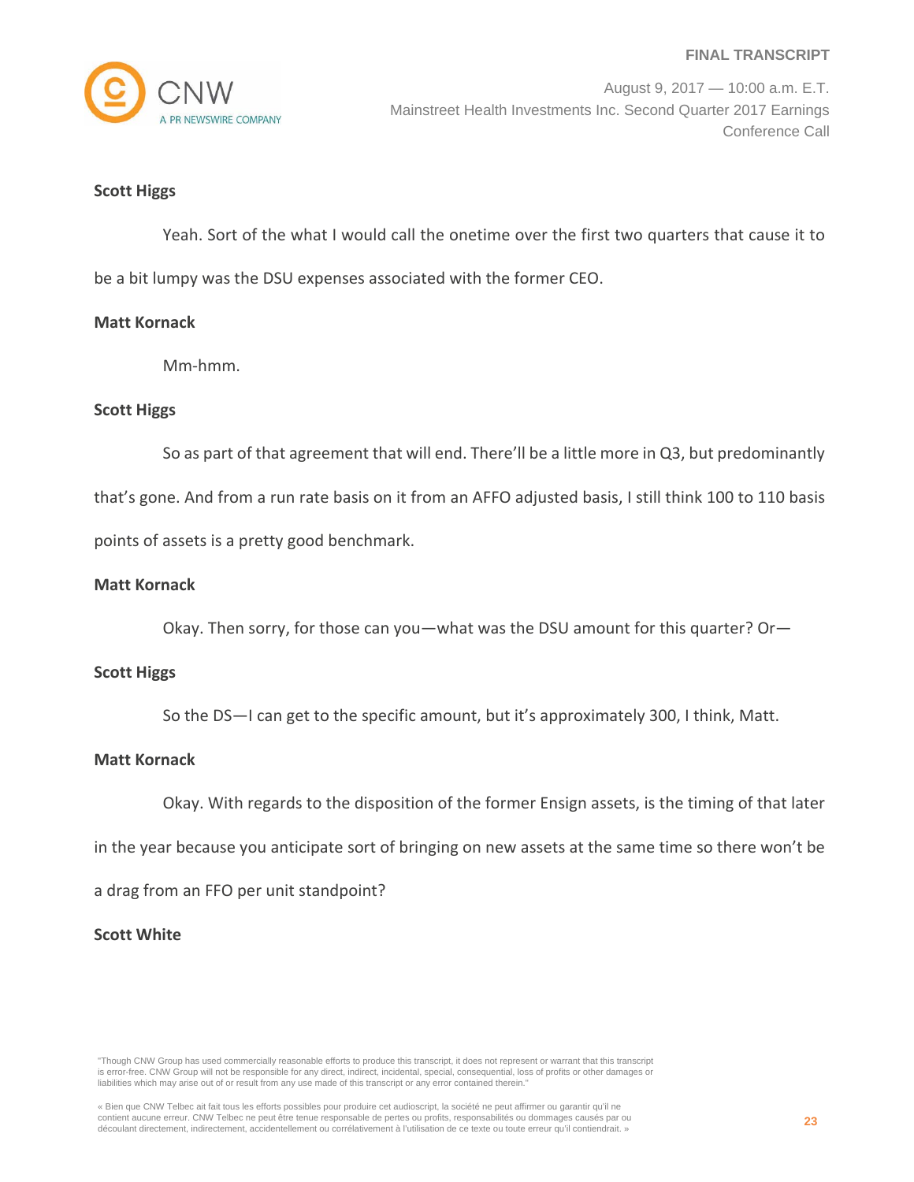**Scott Higgs**

Yeah. Sort of the what I would call the onetime over the first two quarters that cause it to be a bit lumpy was the DSU expenses associated with the former CEO.

**Matt Kornack**

Mm-hmm.

**Scott Higgs**

So as part of that agreement that will end. There'll be a little more in Q3, but predominantly that's gone. And from a run rate basis on it from an AFFO adjusted basis, I still think 100 to 110 basis points of assets is a pretty good benchmark.

**Matt Kornack**

Okay. Then sorry, for those can you—what was the DSU amount for this quarter? Or—

**Scott Higgs**

So the DS—I can get to the specific amount, but it's approximately 300, I think, Matt.

**Matt Kornack**

Okay. With regards to the disposition of the former Ensign assets, is the timing of that later in the year because you anticipate sort of bringing on new assets at the same time so there won't be a drag from an FFO per unit standpoint?

**Scott White**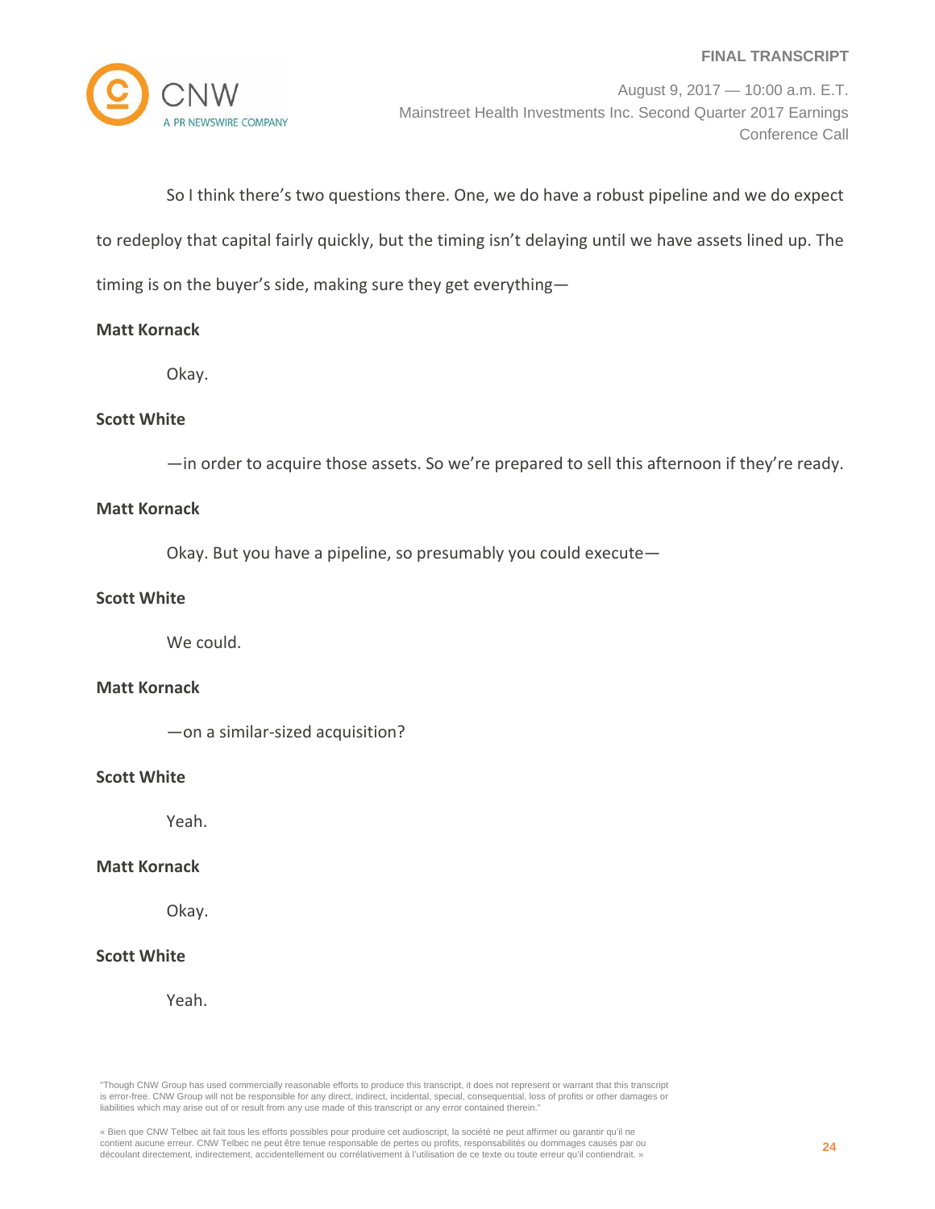So I think there's two questions there. One, we do have a robust pipeline and we do expect to redeploy that capital fairly quickly, but the timing isn't delaying until we have assets lined up. The timing is on the buyer's side, making sure they get everything—

**Matt Kornack**

Okay.

**Scott White**

—in order to acquire those assets. So we're prepared to sell this afternoon if they're ready.

**Matt Kornack**

Okay. But you have a pipeline, so presumably you could execute—

**Scott White**

We could.

**Matt Kornack**

—on a similar-sized acquisition?

**Scott White**

Yeah.

**Matt Kornack**

Okay.

**Scott White**

Yeah.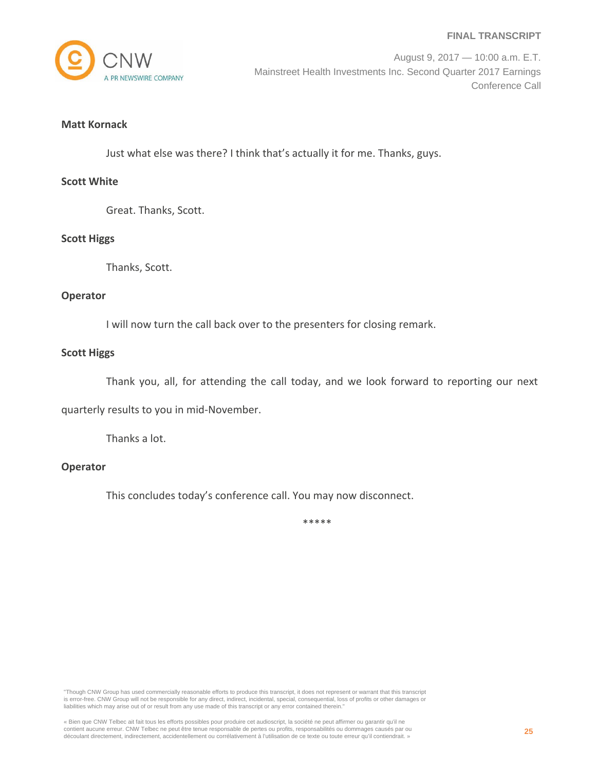**Matt Kornack**

Just what else was there? I think that's actually it for me. Thanks, guys.

**Scott White**

Great. Thanks, Scott.

**Scott Higgs**

Thanks, Scott.

**Operator**

I will now turn the call back over to the presenters for closing remark.

**Scott Higgs**

Thank you, all, for attending the call today, and we look forward to reporting our next quarterly results to you in mid-November.

Thanks a lot.

**Operator**

This concludes today's conference call. You may now disconnect.

*****

"Though CNW Group has used commercially reasonable efforts to produce this transcript, it does not represent or warrant that this transcript is error-free. CNW Group will not be responsible for any direct, indirect, incidental, special, consequential, loss of profits or other damages or liabilities which may arise out of or result from any use made of this transcript or any error contained therein."

« Bien que CNW Telbec ait fait tous les efforts possibles pour produire cet audioscript, la société ne peut affirmer ou garantir qu'il ne contient aucune erreur. CNW Telbec ne peut être tenue responsable de pertes ou profits, responsabilités ou dommages causés par ou découlant directement, indirectement, accidentellement ou corrélativement à l'utilisation de ce texte ou toute erreur qu'il contiendrait. »